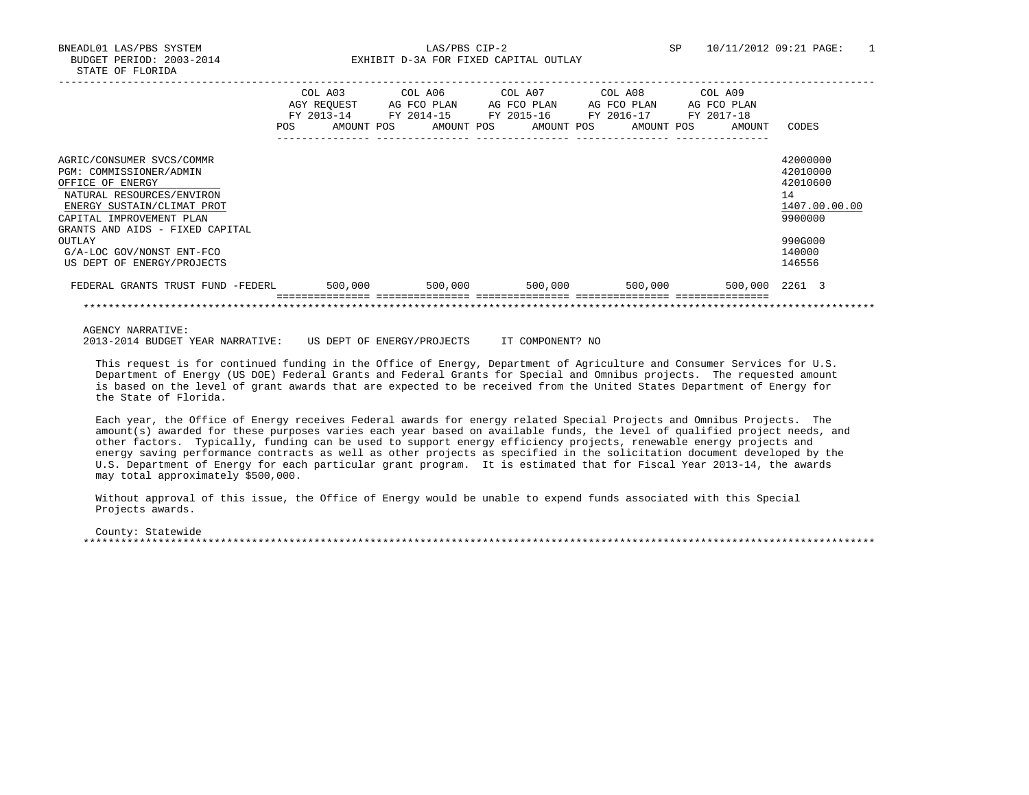BNEADL01 LAS/PBS SYSTEM
BUDGET PERIOD: 2003-2014
STATE OF FLORIDA

LAS/PBS CIP-2
EXHIBIT D-3A FOR FIXED CAPITAL OUTLAY

SP 10/11/2012 09:21 PAGE: 1

| | COL A03 AGY REQUEST FY 2013-14 POS AMOUNT | COL A06 AG FCO PLAN FY 2014-15 POS AMOUNT | COL A07 AG FCO PLAN FY 2015-16 POS AMOUNT | COL A08 AG FCO PLAN FY 2016-17 POS AMOUNT | COL A09 AG FCO PLAN FY 2017-18 POS AMOUNT | CODES |
|---|---|---|---|---|---|---|
| AGRIC/CONSUMER SVCS/COMMR | | | | | | 42000000 |
| PGM: COMMISSIONER/ADMIN | | | | | | 42010000 |
| OFFICE OF ENERGY | | | | | | 42010600 |
| NATURAL RESOURCES/ENVIRON | | | | | | 14 |
| ENERGY SUSTAIN/CLIMAT PROT | | | | | | 1407.00.00.00 |
| CAPITAL IMPROVEMENT PLAN | | | | | | 9900000 |
| GRANTS AND AIDS - FIXED CAPITAL OUTLAY | | | | | | 990G000 |
| G/A-LOC GOV/NONST ENT-FCO | | | | | | 140000 |
| US DEPT OF ENERGY/PROJECTS | | | | | | 146556 |
| FEDERAL GRANTS TRUST FUND -FEDERL | 500,000 | 500,000 | 500,000 | 500,000 | 500,000 | 2261 3 |

AGENCY NARRATIVE:
2013-2014 BUDGET YEAR NARRATIVE: US DEPT OF ENERGY/PROJECTS IT COMPONENT? NO

This request is for continued funding in the Office of Energy, Department of Agriculture and Consumer Services for U.S. Department of Energy (US DOE) Federal Grants and Federal Grants for Special and Omnibus projects. The requested amount is based on the level of grant awards that are expected to be received from the United States Department of Energy for the State of Florida.

Each year, the Office of Energy receives Federal awards for energy related Special Projects and Omnibus Projects. The amount(s) awarded for these purposes varies each year based on available funds, the level of qualified project needs, and other factors. Typically, funding can be used to support energy efficiency projects, renewable energy projects and energy saving performance contracts as well as other projects as specified in the solicitation document developed by the U.S. Department of Energy for each particular grant program. It is estimated that for Fiscal Year 2013-14, the awards may total approximately $500,000.

Without approval of this issue, the Office of Energy would be unable to expend funds associated with this Special Projects awards.

County: Statewide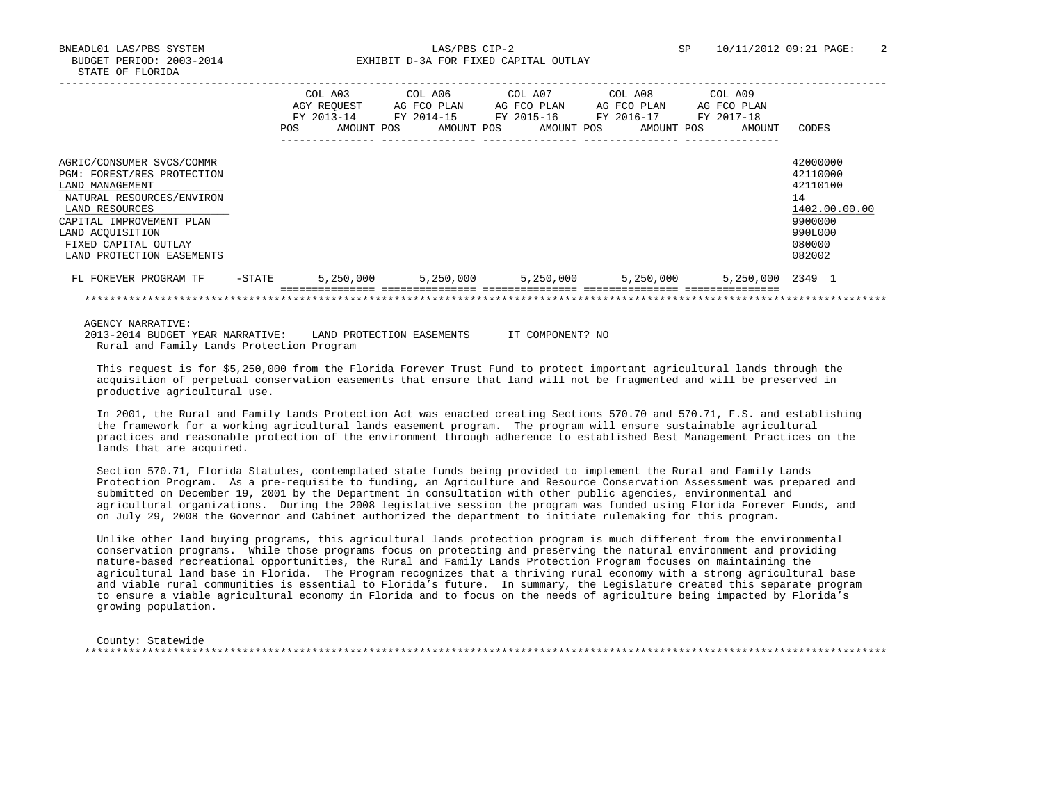BNEADL01 LAS/PBS SYSTEM
BUDGET PERIOD: 2003-2014
STATE OF FLORIDA

LAS/PBS CIP-2
EXHIBIT D-3A FOR FIXED CAPITAL OUTLAY

SP 10/11/2012 09:21

| | COL A03 AGY REQUEST FY 2013-14 POS AMOUNT | COL A06 AG FCO PLAN FY 2014-15 POS AMOUNT | COL A07 AG FCO PLAN FY 2015-16 POS AMOUNT | COL A08 AG FCO PLAN FY 2016-17 POS AMOUNT | COL A09 AG FCO PLAN FY 2017-18 POS AMOUNT | CODES |
|---|---|---|---|---|---|---|
| AGRIC/CONSUMER SVCS/COMMR | | | | | | 42000000 |
| PGM: FOREST/RES PROTECTION | | | | | | 42110000 |
| LAND MANAGEMENT | | | | | | 42110100 |
| NATURAL RESOURCES/ENVIRON | | | | | | 14 |
| LAND RESOURCES | | | | | | 1402.00.00.00 |
| CAPITAL IMPROVEMENT PLAN | | | | | | 9900000 |
| LAND ACQUISITION | | | | | | 990L000 |
| FIXED CAPITAL OUTLAY | | | | | | 080000 |
| LAND PROTECTION EASEMENTS | | | | | | 082002 |
| FL FOREVER PROGRAM TF -STATE | 5,250,000 | 5,250,000 | 5,250,000 | 5,250,000 | 5,250,000 | 2349 1 |

AGENCY NARRATIVE:
2013-2014 BUDGET YEAR NARRATIVE: LAND PROTECTION EASEMENTS IT COMPONENT? NO
Rural and Family Lands Protection Program

This request is for $5,250,000 from the Florida Forever Trust Fund to protect important agricultural lands through the acquisition of perpetual conservation easements that ensure that land will not be fragmented and will be preserved in productive agricultural use.

In 2001, the Rural and Family Lands Protection Act was enacted creating Sections 570.70 and 570.71, F.S. and establishing the framework for a working agricultural lands easement program. The program will ensure sustainable agricultural practices and reasonable protection of the environment through adherence to established Best Management Practices on the lands that are acquired.

Section 570.71, Florida Statutes, contemplated state funds being provided to implement the Rural and Family Lands Protection Program. As a pre-requisite to funding, an Agriculture and Resource Conservation Assessment was prepared and submitted on December 19, 2001 by the Department in consultation with other public agencies, environmental and agricultural organizations. During the 2008 legislative session the program was funded using Florida Forever Funds, and on July 29, 2008 the Governor and Cabinet authorized the department to initiate rulemaking for this program.

Unlike other land buying programs, this agricultural lands protection program is much different from the environmental conservation programs. While those programs focus on protecting and preserving the natural environment and providing nature-based recreational opportunities, the Rural and Family Lands Protection Program focuses on maintaining the agricultural land base in Florida. The Program recognizes that a thriving rural economy with a strong agricultural base and viable rural communities is essential to Florida's future. In summary, the Legislature created this separate program to ensure a viable agricultural economy in Florida and to focus on the needs of agriculture being impacted by Florida's growing population.

County: Statewide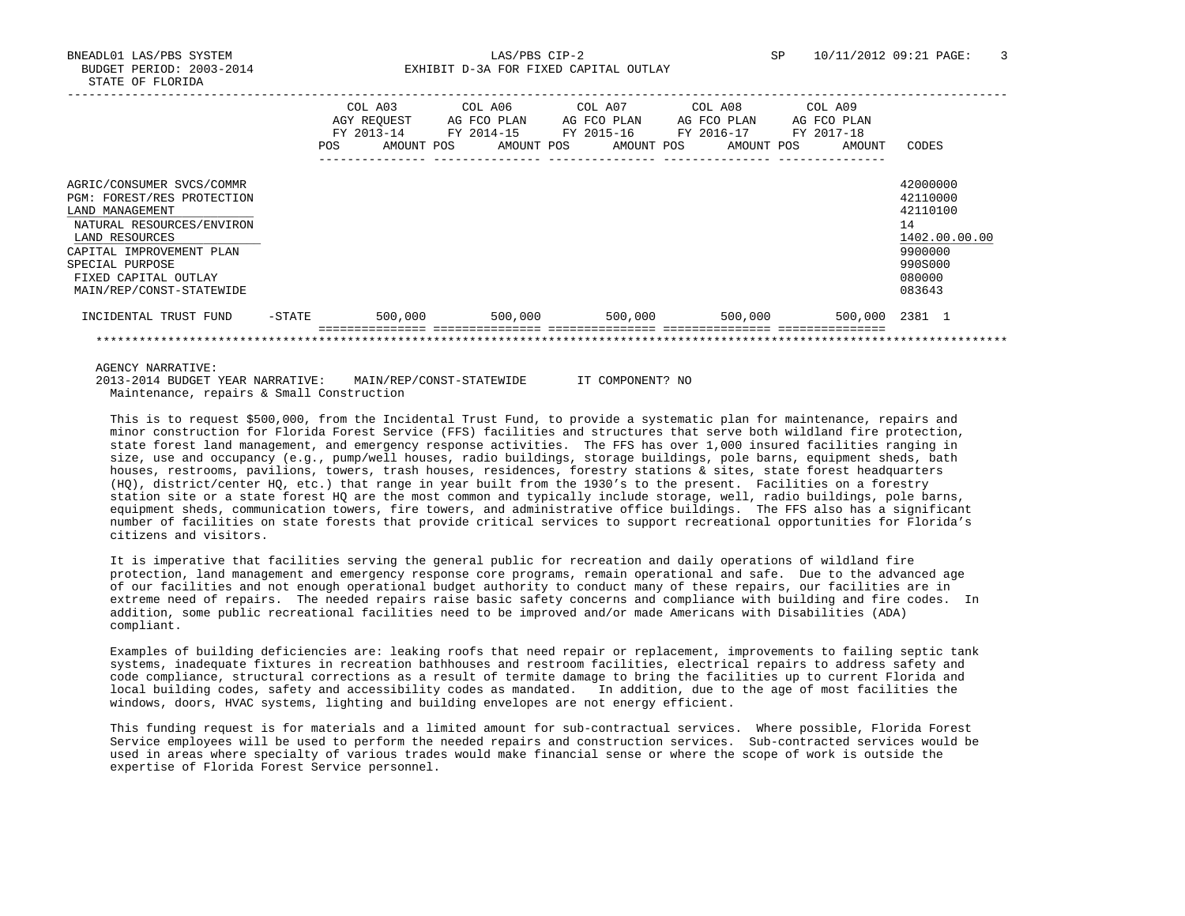BNEADL01 LAS/PBS SYSTEM LAS/PBS CIP-2 SP 10/11/2012 09:21

BUDGET PERIOD: 2003-2014 EXHIBIT D-3A FOR FIXED CAPITAL OUTLAY

STATE OF FLORIDA

| | COL A03 AGY REQUEST FY 2013-14 POS AMOUNT | COL A06 AG FCO PLAN FY 2014-15 POS AMOUNT | COL A07 AG FCO PLAN FY 2015-16 POS AMOUNT | COL A08 AG FCO PLAN FY 2016-17 POS AMOUNT | COL A09 AG FCO PLAN FY 2017-18 POS AMOUNT | CODES |
|---|---|---|---|---|---|---|
| AGRIC/CONSUMER SVCS/COMMR | | | | | | 42000000 |
| PGM: FOREST/RES PROTECTION | | | | | | 42110000 |
| LAND MANAGEMENT | | | | | | 42110100 |
| NATURAL RESOURCES/ENVIRON | | | | | | 14 |
| LAND RESOURCES | | | | | | 1402.00.00.00 |
| CAPITAL IMPROVEMENT PLAN | | | | | | 9900000 |
| SPECIAL PURPOSE | | | | | | 990S000 |
| FIXED CAPITAL OUTLAY | | | | | | 080000 |
| MAIN/REP/CONST-STATEWIDE | | | | | | 083643 |
| INCIDENTAL TRUST FUND -STATE | 500,000 | 500,000 | 500,000 | 500,000 | 500,000 | 2381 1 |

AGENCY NARRATIVE:

2013-2014 BUDGET YEAR NARRATIVE: MAIN/REP/CONST-STATEWIDE IT COMPONENT? NO

Maintenance, repairs & Small Construction

This is to request $500,000, from the Incidental Trust Fund, to provide a systematic plan for maintenance, repairs and minor construction for Florida Forest Service (FFS) facilities and structures that serve both wildland fire protection, state forest land management, and emergency response activities. The FFS has over 1,000 insured facilities ranging in size, use and occupancy (e.g., pump/well houses, radio buildings, storage buildings, pole barns, equipment sheds, bath houses, restrooms, pavilions, towers, trash houses, residences, forestry stations & sites, state forest headquarters (HQ), district/center HQ, etc.) that range in year built from the 1930's to the present. Facilities on a forestry station site or a state forest HQ are the most common and typically include storage, well, radio buildings, pole barns, equipment sheds, communication towers, fire towers, and administrative office buildings. The FFS also has a significant number of facilities on state forests that provide critical services to support recreational opportunities for Florida's citizens and visitors.

It is imperative that facilities serving the general public for recreation and daily operations of wildland fire protection, land management and emergency response core programs, remain operational and safe. Due to the advanced age of our facilities and not enough operational budget authority to conduct many of these repairs, our facilities are in extreme need of repairs. The needed repairs raise basic safety concerns and compliance with building and fire codes. In addition, some public recreational facilities need to be improved and/or made Americans with Disabilities (ADA) compliant.

Examples of building deficiencies are: leaking roofs that need repair or replacement, improvements to failing septic tank systems, inadequate fixtures in recreation bathhouses and restroom facilities, electrical repairs to address safety and code compliance, structural corrections as a result of termite damage to bring the facilities up to current Florida and local building codes, safety and accessibility codes as mandated. In addition, due to the age of most facilities the windows, doors, HVAC systems, lighting and building envelopes are not energy efficient.

This funding request is for materials and a limited amount for sub-contractual services. Where possible, Florida Forest Service employees will be used to perform the needed repairs and construction services. Sub-contracted services would be used in areas where specialty of various trades would make financial sense or where the scope of work is outside the expertise of Florida Forest Service personnel.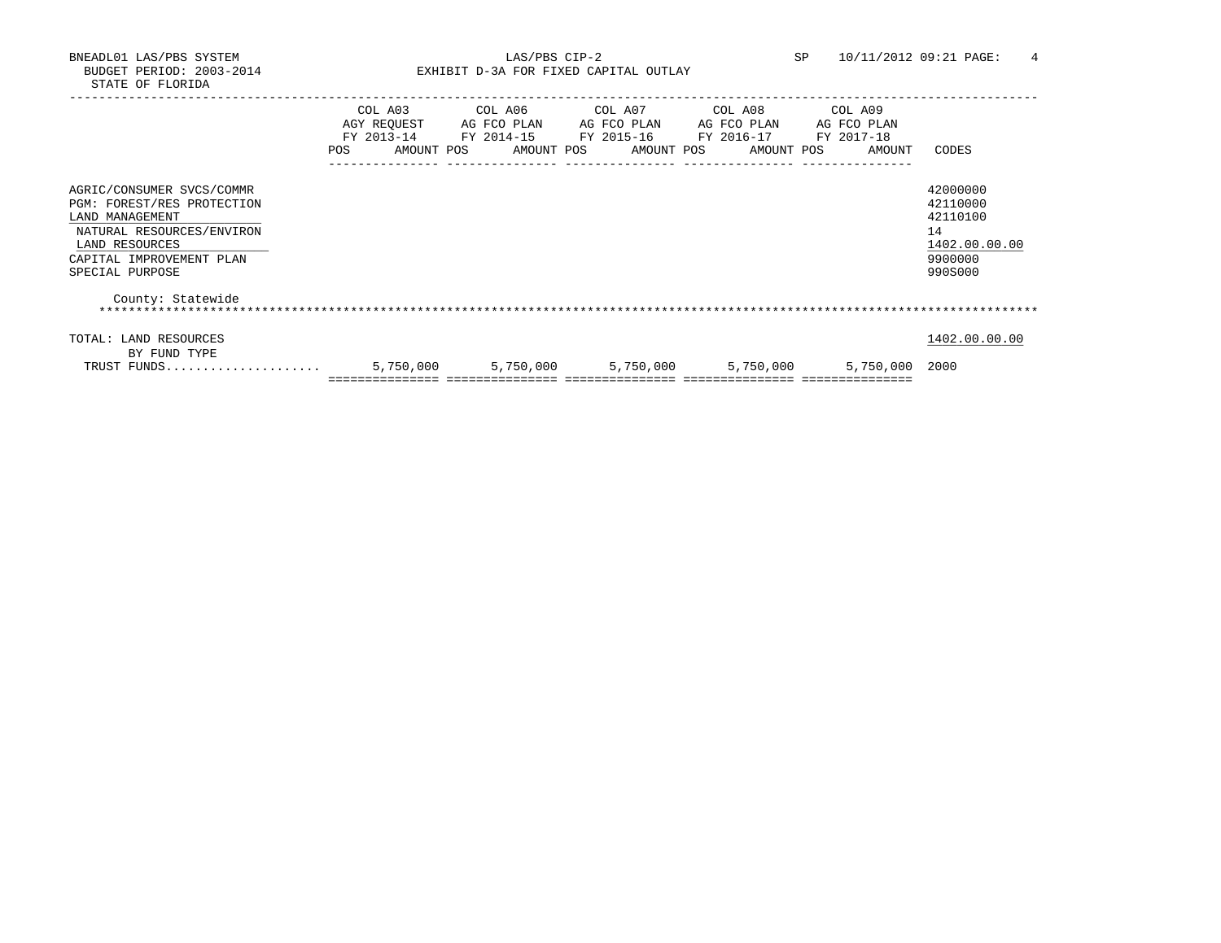BNEADL01 LAS/PBS SYSTEM
BUDGET PERIOD: 2003-2014
STATE OF FLORIDA

LAS/PBS CIP-2
EXHIBIT D-3A FOR FIXED CAPITAL OUTLAY

SP 10/11/2012 09:21

| | COL A03 AGY REQUEST FY 2013-14 POS AMOUNT | COL A06 AG FCO PLAN FY 2014-15 POS AMOUNT | COL A07 AG FCO PLAN FY 2015-16 POS AMOUNT | COL A08 AG FCO PLAN FY 2016-17 POS AMOUNT | COL A09 AG FCO PLAN FY 2017-18 POS AMOUNT | CODES |
|---|---|---|---|---|---|---|
| AGRIC/CONSUMER SVCS/COMMR | | | | | | 42000000 |
| PGM: FOREST/RES PROTECTION | | | | | | 42110000 |
| LAND MANAGEMENT | | | | | | 42110100 |
| NATURAL RESOURCES/ENVIRON | | | | | | 14 |
| LAND RESOURCES | | | | | | 1402.00.00.00 |
| CAPITAL IMPROVEMENT PLAN | | | | | | 9900000 |
| SPECIAL PURPOSE | | | | | | 990S000 |
| County: Statewide | | | | | | |
| TOTAL: LAND RESOURCES | | | | | | 1402.00.00.00 |
| BY FUND TYPE | | | | | | |
| TRUST FUNDS..................... | 5,750,000 | 5,750,000 | 5,750,000 | 5,750,000 | 5,750,000 | 2000 |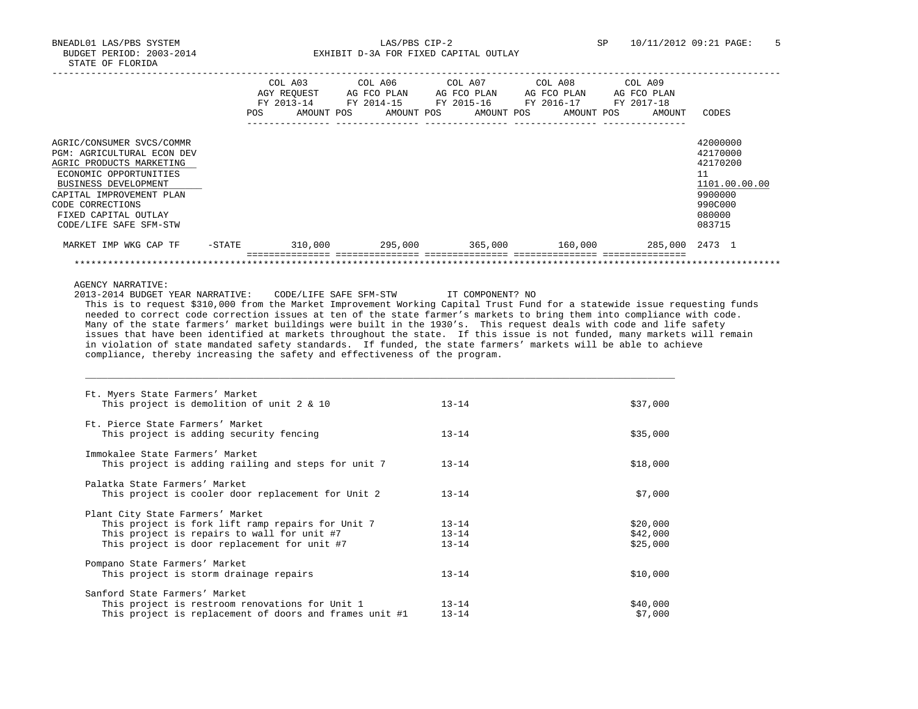BNEADL01 LAS/PBS SYSTEM
BUDGET PERIOD: 2003-2014
STATE OF FLORIDA

LAS/PBS CIP-2
EXHIBIT D-3A FOR FIXED CAPITAL OUTLAY

SP 10/11/2012 09:21

| | COL A03 AGY REQUEST FY 2013-14 POS AMOUNT | COL A06 AG FCO PLAN FY 2014-15 POS AMOUNT | COL A07 AG FCO PLAN FY 2015-16 POS AMOUNT | COL A08 AG FCO PLAN FY 2016-17 POS AMOUNT | COL A09 AG FCO PLAN FY 2017-18 POS AMOUNT | CODES |
|---|---|---|---|---|---|---|
| AGRIC/CONSUMER SVCS/COMMR | | | | | | 42000000 |
| PGM: AGRICULTURAL ECON DEV | | | | | | 42170000 |
| AGRIC PRODUCTS MARKETING | | | | | | 42170200 |
| ECONOMIC OPPORTUNITIES | | | | | | 11 |
| BUSINESS DEVELOPMENT | | | | | | 1101.00.00.00 |
| CAPITAL IMPROVEMENT PLAN | | | | | | 9900000 |
| CODE CORRECTIONS | | | | | | 990C000 |
| FIXED CAPITAL OUTLAY | | | | | | 080000 |
| CODE/LIFE SAFE SFM-STW | | | | | | 083715 |
| MARKET IMP WKG CAP TF -STATE | 310,000 | 295,000 | 365,000 | 160,000 | 285,000 | 2473 1 |

AGENCY NARRATIVE:
2013-2014 BUDGET YEAR NARRATIVE: CODE/LIFE SAFE SFM-STW IT COMPONENT? NO

This is to request $310,000 from the Market Improvement Working Capital Trust Fund for a statewide issue requesting funds needed to correct code correction issues at ten of the state farmer's markets to bring them into compliance with code. Many of the state farmers' market buildings were built in the 1930's. This request deals with code and life safety issues that have been identified at markets throughout the state. If this issue is not funded, many markets will remain in violation of state mandated safety standards. If funded, the state farmers' markets will be able to achieve compliance, thereby increasing the safety and effectiveness of the program.

| Project | FY | Amount |
|---|---|---|
| **Ft. Myers State Farmers' Market** | | |
| This project is demolition of unit 2 & 10 | 13-14 | $37,000 |
| **Ft. Pierce State Farmers' Market** | | |
| This project is adding security fencing | 13-14 | $35,000 |
| **Immokalee State Farmers' Market** | | |
| This project is adding railing and steps for unit 7 | 13-14 | $18,000 |
| **Palatka State Farmers' Market** | | |
| This project is cooler door replacement for Unit 2 | 13-14 | $7,000 |
| **Plant City State Farmers' Market** | | |
| This project is fork lift ramp repairs for Unit 7 | 13-14 | $20,000 |
| This project is repairs to wall for unit #7 | 13-14 | $42,000 |
| This project is door replacement for unit #7 | 13-14 | $25,000 |
| **Pompano State Farmers' Market** | | |
| This project is storm drainage repairs | 13-14 | $10,000 |
| **Sanford State Farmers' Market** | | |
| This project is restroom renovations for Unit 1 | 13-14 | $40,000 |
| This project is replacement of doors and frames unit #1 | 13-14 | $7,000 |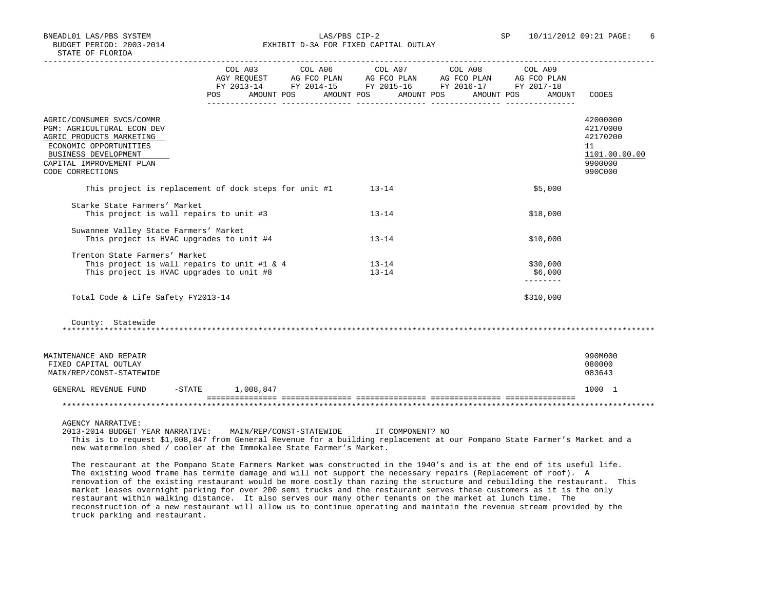| | COL A03 AGY REQUEST FY 2013-14 POS AMOUNT | COL A06 AG FCO PLAN FY 2014-15 POS AMOUNT | COL A07 AG FCO PLAN FY 2015-16 POS AMOUNT | COL A08 AG FCO PLAN FY 2016-17 POS AMOUNT | COL A09 AG FCO PLAN FY 2017-18 POS AMOUNT | CODES |
|---|---|---|---|---|---|---|
| AGRIC/CONSUMER SVCS/COMMR | | | | | | 42000000 |
| PGM: AGRICULTURAL ECON DEV | | | | | | 42170000 |
| AGRIC PRODUCTS MARKETING | | | | | | 42170200 |
| ECONOMIC OPPORTUNITIES | | | | | | 11 |
| BUSINESS DEVELOPMENT | | | | | | 1101.00.00.00 |
| CAPITAL IMPROVEMENT PLAN | | | | | | 9900000 |
| CODE CORRECTIONS | | | | | | 990C000 |

This project is replacement of dock steps for unit #1 13-14 $5,000

Starke State Farmers' Market
This project is wall repairs to unit #3 13-14 $18,000

Suwannee Valley State Farmers' Market
This project is HVAC upgrades to unit #4 13-14 $10,000

Trenton State Farmers' Market
This project is wall repairs to unit #1 & 4 13-14 $30,000
This project is HVAC upgrades to unit #8 13-14 $6,000

Total Code & Life Safety FY2013-14 $310,000

County: Statewide

| | COL A03 | COL A06 | COL A07 | COL A08 | COL A09 | CODES |
|---|---|---|---|---|---|---|
| MAINTENANCE AND REPAIR | | | | | | 990M000 |
| FIXED CAPITAL OUTLAY | | | | | | 080000 |
| MAIN/REP/CONST-STATEWIDE | | | | | | 083643 |
| GENERAL REVENUE FUND -STATE | 1,008,847 | | | | | 1000 1 |

AGENCY NARRATIVE:
2013-2014 BUDGET YEAR NARRATIVE: MAIN/REP/CONST-STATEWIDE IT COMPONENT? NO

This is to request $1,008,847 from General Revenue for a building replacement at our Pompano State Farmer's Market and a new watermelon shed / cooler at the Immokalee State Farmer's Market.

The restaurant at the Pompano State Farmers Market was constructed in the 1940's and is at the end of its useful life. The existing wood frame has termite damage and will not support the necessary repairs (Replacement of roof). A renovation of the existing restaurant would be more costly than razing the structure and rebuilding the restaurant. This market leases overnight parking for over 200 semi trucks and the restaurant serves these customers as it is the only restaurant within walking distance. It also serves our many other tenants on the market at lunch time. The reconstruction of a new restaurant will allow us to continue operating and maintain the revenue stream provided by the truck parking and restaurant.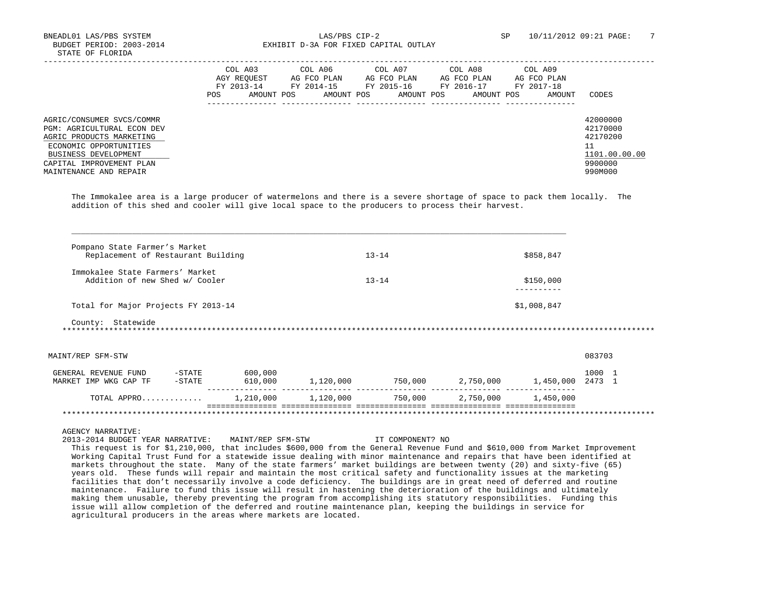| | COL A03 AGY REQUEST FY 2013-14 POS AMOUNT | COL A06 AG FCO PLAN FY 2014-15 POS AMOUNT | COL A07 AG FCO PLAN FY 2015-16 POS AMOUNT | COL A08 AG FCO PLAN FY 2016-17 POS AMOUNT | COL A09 AG FCO PLAN FY 2017-18 POS AMOUNT | CODES |
|---|---|---|---|---|---|---|
| AGRIC/CONSUMER SVCS/COMMR | | | | | | 42000000 |
| PGM: AGRICULTURAL ECON DEV | | | | | | 42170000 |
| AGRIC PRODUCTS MARKETING | | | | | | 42170200 |
| ECONOMIC OPPORTUNITIES | | | | | | 11 |
| BUSINESS DEVELOPMENT | | | | | | 1101.00.00.00 |
| CAPITAL IMPROVEMENT PLAN | | | | | | 9900000 |
| MAINTENANCE AND REPAIR | | | | | | 990M000 |

The Immokalee area is a large producer of watermelons and there is a severe shortage of space to pack them locally. The addition of this shed and cooler will give local space to the producers to process their harvest.

| | | |
|---|---|---|
| Pompano State Farmer's Market<br>Replacement of Restaurant Building | 13-14 | $858,847 |
| Immokalee State Farmers' Market<br>Addition of new Shed w/ Cooler | 13-14 | $150,000 |
| Total for Major Projects FY 2013-14 | | $1,008,847 |

County: Statewide

MAINT/REP SFM-STW 083703

| | | COL A03 | COL A06 | COL A07 | COL A08 | COL A09 | CODES |
|---|---|---|---|---|---|---|---|
| GENERAL REVENUE FUND | -STATE | 600,000 | | | | | 1000 1 |
| MARKET IMP WKG CAP TF | -STATE | 610,000 | 1,120,000 | 750,000 | 2,750,000 | 1,450,000 | 2473 1 |
| TOTAL APPRO............ | | 1,210,000 | 1,120,000 | 750,000 | 2,750,000 | 1,450,000 | |

AGENCY NARRATIVE:

2013-2014 BUDGET YEAR NARRATIVE: MAINT/REP SFM-STW IT COMPONENT? NO

This request is for $1,210,000, that includes $600,000 from the General Revenue Fund and $610,000 from Market Improvement Working Capital Trust Fund for a statewide issue dealing with minor maintenance and repairs that have been identified at markets throughout the state. Many of the state farmers' market buildings are between twenty (20) and sixty-five (65) years old. These funds will repair and maintain the most critical safety and functionality issues at the marketing facilities that don't necessarily involve a code deficiency. The buildings are in great need of deferred and routine maintenance. Failure to fund this issue will result in hastening the deterioration of the buildings and ultimately making them unusable, thereby preventing the program from accomplishing its statutory responsibilities. Funding this issue will allow completion of the deferred and routine maintenance plan, keeping the buildings in service for agricultural producers in the areas where markets are located.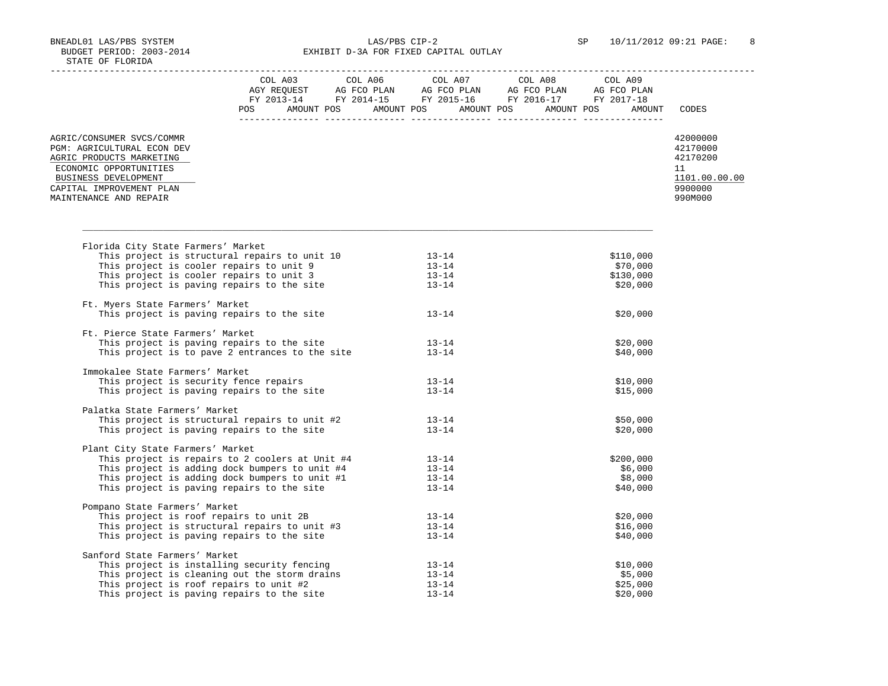BNEADL01 LAS/PBS SYSTEM — LAS/PBS CIP-2 — SP 10/11/2012 09:21

BUDGET PERIOD: 2003-2014 — EXHIBIT D-3A FOR FIXED CAPITAL OUTLAY

STATE OF FLORIDA

| | COL A03 AGY REQUEST FY 2013-14 POS AMOUNT | COL A06 AG FCO PLAN FY 2014-15 POS AMOUNT | COL A07 AG FCO PLAN FY 2015-16 POS AMOUNT | COL A08 AG FCO PLAN FY 2016-17 POS AMOUNT | COL A09 AG FCO PLAN FY 2017-18 POS AMOUNT | CODES |
|---|---|---|---|---|---|---|
| AGRIC/CONSUMER SVCS/COMMR | | | | | | 42000000 |
| PGM: AGRICULTURAL ECON DEV | | | | | | 42170000 |
| AGRIC PRODUCTS MARKETING | | | | | | 42170200 |
| ECONOMIC OPPORTUNITIES | | | | | | 11 |
| BUSINESS DEVELOPMENT | | | | | | 1101.00.00.00 |
| CAPITAL IMPROVEMENT PLAN | | | | | | 9900000 |
| MAINTENANCE AND REPAIR | | | | | | 990M000 |

| Project | Fiscal Year | Amount |
|---|---|---|
| **Florida City State Farmers' Market** | | |
| This project is structural repairs to unit 10 | 13-14 | $110,000 |
| This project is cooler repairs to unit 9 | 13-14 | $70,000 |
| This project is cooler repairs to unit 3 | 13-14 | $130,000 |
| This project is paving repairs to the site | 13-14 | $20,000 |
| **Ft. Myers State Farmers' Market** | | |
| This project is paving repairs to the site | 13-14 | $20,000 |
| **Ft. Pierce State Farmers' Market** | | |
| This project is paving repairs to the site | 13-14 | $20,000 |
| This project is to pave 2 entrances to the site | 13-14 | $40,000 |
| **Immokalee State Farmers' Market** | | |
| This project is security fence repairs | 13-14 | $10,000 |
| This project is paving repairs to the site | 13-14 | $15,000 |
| **Palatka State Farmers' Market** | | |
| This project is structural repairs to unit #2 | 13-14 | $50,000 |
| This project is paving repairs to the site | 13-14 | $20,000 |
| **Plant City State Farmers' Market** | | |
| This project is repairs to 2 coolers at Unit #4 | 13-14 | $200,000 |
| This project is adding dock bumpers to unit #4 | 13-14 | $6,000 |
| This project is adding dock bumpers to unit #1 | 13-14 | $8,000 |
| This project is paving repairs to the site | 13-14 | $40,000 |
| **Pompano State Farmers' Market** | | |
| This project is roof repairs to unit 2B | 13-14 | $20,000 |
| This project is structural repairs to unit #3 | 13-14 | $16,000 |
| This project is paving repairs to the site | 13-14 | $40,000 |
| **Sanford State Farmers' Market** | | |
| This project is installing security fencing | 13-14 | $10,000 |
| This project is cleaning out the storm drains | 13-14 | $5,000 |
| This project is roof repairs to unit #2 | 13-14 | $25,000 |
| This project is paving repairs to the site | 13-14 | $20,000 |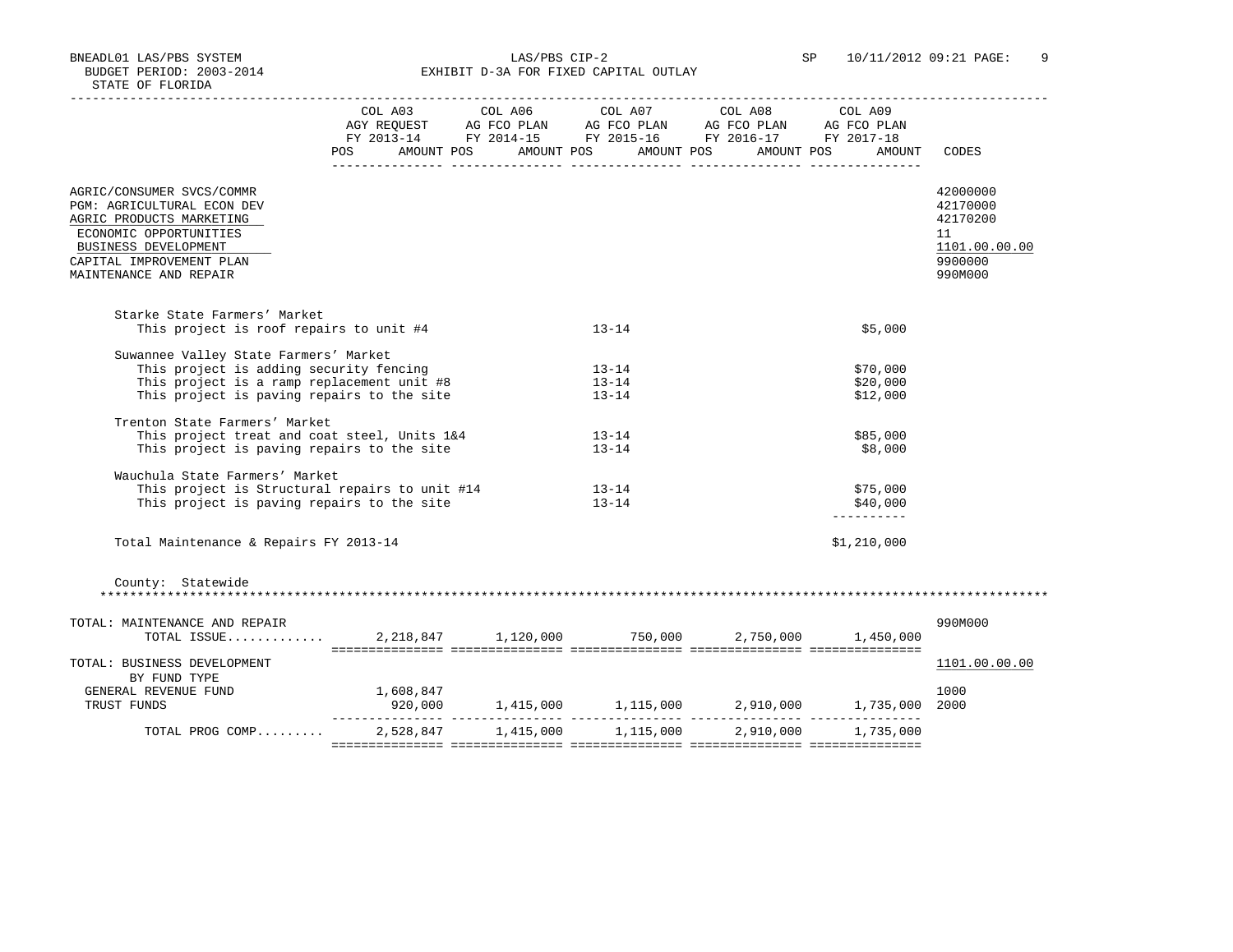BNEADL01 LAS/PBS SYSTEM — LAS/PBS CIP-2 — EXHIBIT D-3A FOR FIXED CAPITAL OUTLAY
BUDGET PERIOD: 2003-2014
STATE OF FLORIDA

| | COL A03 AGY REQUEST FY 2013-14 POS AMOUNT | COL A06 AG FCO PLAN FY 2014-15 POS AMOUNT | COL A07 AG FCO PLAN FY 2015-16 POS AMOUNT | COL A08 AG FCO PLAN FY 2016-17 POS AMOUNT | COL A09 AG FCO PLAN FY 2017-18 POS AMOUNT | CODES |
|---|---|---|---|---|---|---|
| AGRIC/CONSUMER SVCS/COMMR | | | | | | 42000000 |
| PGM: AGRICULTURAL ECON DEV | | | | | | 42170000 |
| AGRIC PRODUCTS MARKETING | | | | | | 42170200 |
| ECONOMIC OPPORTUNITIES | | | | | | 11 |
| BUSINESS DEVELOPMENT | | | | | | 1101.00.00.00 |
| CAPITAL IMPROVEMENT PLAN | | | | | | 9900000 |
| MAINTENANCE AND REPAIR | | | | | | 990M000 |

Starke State Farmers' Market
- This project is roof repairs to unit #4 — 13-14 — $5,000

Suwannee Valley State Farmers' Market
- This project is adding security fencing — 13-14 — $70,000
- This project is a ramp replacement unit #8 — 13-14 — $20,000
- This project is paving repairs to the site — 13-14 — $12,000

Trenton State Farmers' Market
- This project treat and coat steel, Units 1&4 — 13-14 — $85,000
- This project is paving repairs to the site — 13-14 — $8,000

Wauchula State Farmers' Market
- This project is Structural repairs to unit #14 — 13-14 — $75,000
- This project is paving repairs to the site — 13-14 — $40,000

Total Maintenance & Repairs FY 2013-14 — $1,210,000

County: Statewide

| | COL A03 | COL A06 | COL A07 | COL A08 | COL A09 | CODES |
|---|---|---|---|---|---|---|
| TOTAL: MAINTENANCE AND REPAIR | | | | | | 990M000 |
| TOTAL ISSUE............. | 2,218,847 | 1,120,000 | 750,000 | 2,750,000 | 1,450,000 | |
| TOTAL: BUSINESS DEVELOPMENT | | | | | | 1101.00.00.00 |
| BY FUND TYPE | | | | | | |
| GENERAL REVENUE FUND | 1,608,847 | | | | | 1000 |
| TRUST FUNDS | 920,000 | 1,415,000 | 1,115,000 | 2,910,000 | 1,735,000 | 2000 |
| TOTAL PROG COMP......... | 2,528,847 | 1,415,000 | 1,115,000 | 2,910,000 | 1,735,000 | |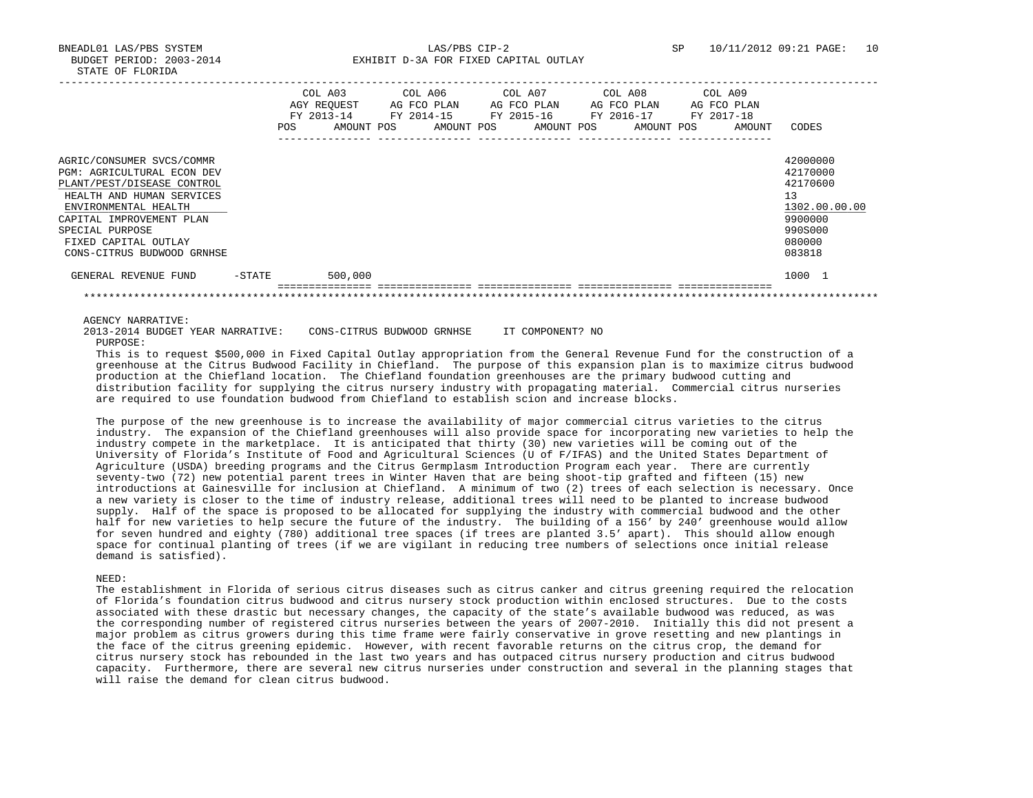BNEADL01 LAS/PBS SYSTEM LAS/PBS CIP-2 SP 10/11/2012 09:21 PAGE: 10
BUDGET PERIOD: 2003-2014 EXHIBIT D-3A FOR FIXED CAPITAL OUTLAY
STATE OF FLORIDA

| | COL A03 AGY REQUEST FY 2013-14 POS AMOUNT | COL A06 AG FCO PLAN FY 2014-15 POS AMOUNT | COL A07 AG FCO PLAN FY 2015-16 POS AMOUNT | COL A08 AG FCO PLAN FY 2016-17 POS AMOUNT | COL A09 AG FCO PLAN FY 2017-18 POS AMOUNT | CODES |
|---|---|---|---|---|---|---|
| AGRIC/CONSUMER SVCS/COMMR | | | | | | 42000000 |
| PGM: AGRICULTURAL ECON DEV | | | | | | 42170000 |
| PLANT/PEST/DISEASE CONTROL | | | | | | 42170600 |
| HEALTH AND HUMAN SERVICES | | | | | | 13 |
| ENVIRONMENTAL HEALTH | | | | | | 1302.00.00.00 |
| CAPITAL IMPROVEMENT PLAN | | | | | | 9900000 |
| SPECIAL PURPOSE | | | | | | 990S000 |
| FIXED CAPITAL OUTLAY | | | | | | 080000 |
| CONS-CITRUS BUDWOOD GRNHSE | | | | | | 083818 |
| GENERAL REVENUE FUND -STATE | 500,000 | | | | | 1000 1 |

AGENCY NARRATIVE:
2013-2014 BUDGET YEAR NARRATIVE: CONS-CITRUS BUDWOOD GRNHSE IT COMPONENT? NO

PURPOSE:

This is to request $500,000 in Fixed Capital Outlay appropriation from the General Revenue Fund for the construction of a greenhouse at the Citrus Budwood Facility in Chiefland. The purpose of this expansion plan is to maximize citrus budwood production at the Chiefland location. The Chiefland foundation greenhouses are the primary budwood cutting and distribution facility for supplying the citrus nursery industry with propagating material. Commercial citrus nurseries are required to use foundation budwood from Chiefland to establish scion and increase blocks.

The purpose of the new greenhouse is to increase the availability of major commercial citrus varieties to the citrus industry. The expansion of the Chiefland greenhouses will also provide space for incorporating new varieties to help the industry compete in the marketplace. It is anticipated that thirty (30) new varieties will be coming out of the University of Florida's Institute of Food and Agricultural Sciences (U of F/IFAS) and the United States Department of Agriculture (USDA) breeding programs and the Citrus Germplasm Introduction Program each year. There are currently seventy-two (72) new potential parent trees in Winter Haven that are being shoot-tip grafted and fifteen (15) new introductions at Gainesville for inclusion at Chiefland. A minimum of two (2) trees of each selection is necessary. Once a new variety is closer to the time of industry release, additional trees will need to be planted to increase budwood supply. Half of the space is proposed to be allocated for supplying the industry with commercial budwood and the other half for new varieties to help secure the future of the industry. The building of a 156' by 240' greenhouse would allow for seven hundred and eighty (780) additional tree spaces (if trees are planted 3.5' apart). This should allow enough space for continual planting of trees (if we are vigilant in reducing tree numbers of selections once initial release demand is satisfied).

NEED:

The establishment in Florida of serious citrus diseases such as citrus canker and citrus greening required the relocation of Florida's foundation citrus budwood and citrus nursery stock production within enclosed structures. Due to the costs associated with these drastic but necessary changes, the capacity of the state's available budwood was reduced, as was the corresponding number of registered citrus nurseries between the years of 2007-2010. Initially this did not present a major problem as citrus growers during this time frame were fairly conservative in grove resetting and new plantings in the face of the citrus greening epidemic. However, with recent favorable returns on the citrus crop, the demand for citrus nursery stock has rebounded in the last two years and has outpaced citrus nursery production and citrus budwood capacity. Furthermore, there are several new citrus nurseries under construction and several in the planning stages that will raise the demand for clean citrus budwood.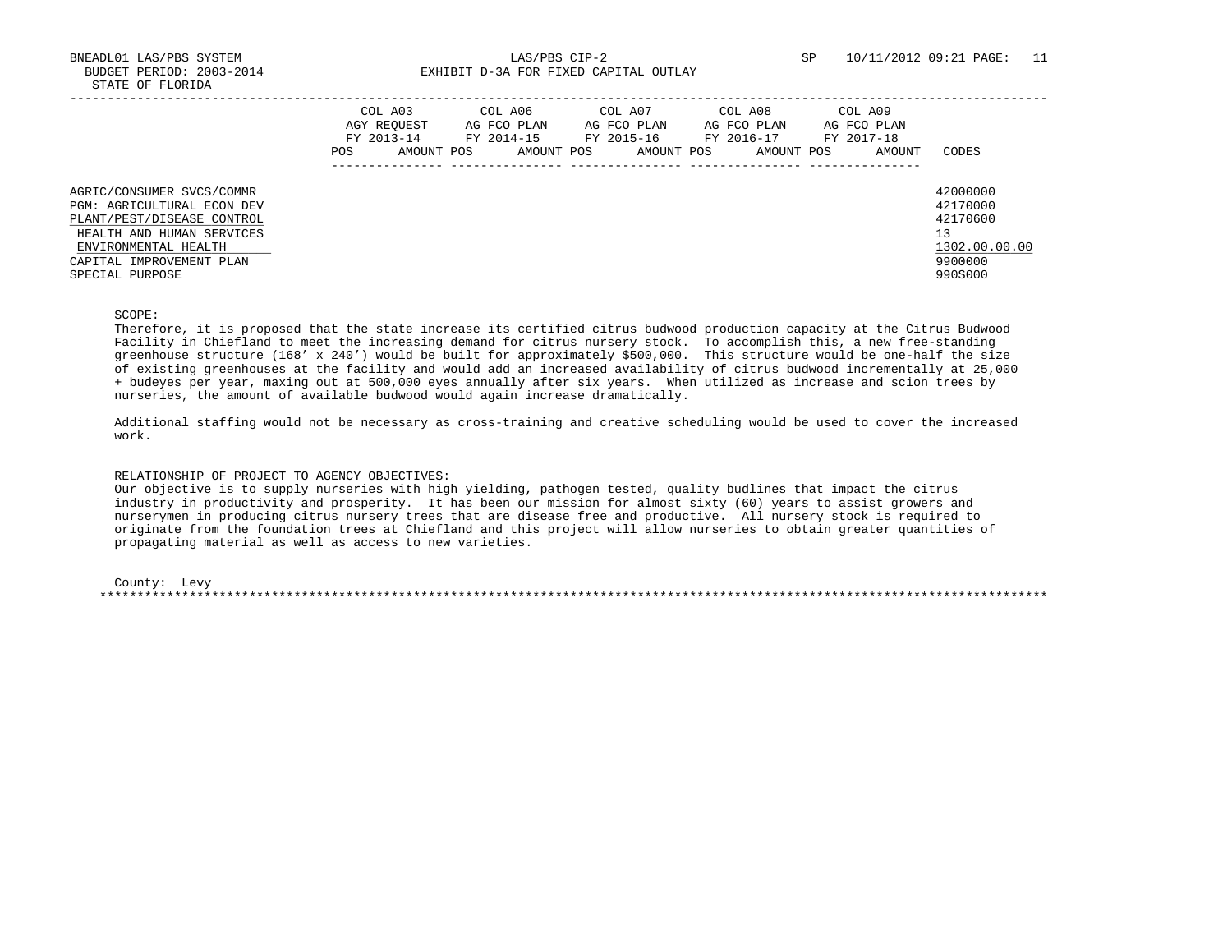BNEADL01 LAS/PBS SYSTEM LAS/PBS CIP-2 SP 10/11/2012 09:21 PAGE: 11
BUDGET PERIOD: 2003-2014 EXHIBIT D-3A FOR FIXED CAPITAL OUTLAY
STATE OF FLORIDA

| | COL A03 AGY REQUEST FY 2013-14 | | COL A06 AG FCO PLAN FY 2014-15 | | COL A07 AG FCO PLAN FY 2015-16 | | COL A08 AG FCO PLAN FY 2016-17 | | COL A09 AG FCO PLAN FY 2017-18 | | |
|---|---|---|---|---|---|---|---|---|---|---|---|
| | POS | AMOUNT | POS | AMOUNT | POS | AMOUNT | POS | AMOUNT | POS | AMOUNT | CODES |
| AGRIC/CONSUMER SVCS/COMMR | | | | | | | | | | | 42000000 |
| PGM: AGRICULTURAL ECON DEV | | | | | | | | | | | 42170000 |
| PLANT/PEST/DISEASE CONTROL | | | | | | | | | | | 42170600 |
| HEALTH AND HUMAN SERVICES | | | | | | | | | | | 13 |
| ENVIRONMENTAL HEALTH | | | | | | | | | | | 1302.00.00.00 |
| CAPITAL IMPROVEMENT PLAN | | | | | | | | | | | 9900000 |
| SPECIAL PURPOSE | | | | | | | | | | | 990S000 |

SCOPE:

Therefore, it is proposed that the state increase its certified citrus budwood production capacity at the Citrus Budwood Facility in Chiefland to meet the increasing demand for citrus nursery stock. To accomplish this, a new free-standing greenhouse structure (168’ x 240’) would be built for approximately $500,000. This structure would be one-half the size of existing greenhouses at the facility and would add an increased availability of citrus budwood incrementally at 25,000 + budeyes per year, maxing out at 500,000 eyes annually after six years. When utilized as increase and scion trees by nurseries, the amount of available budwood would again increase dramatically.

Additional staffing would not be necessary as cross-training and creative scheduling would be used to cover the increased work.

RELATIONSHIP OF PROJECT TO AGENCY OBJECTIVES:

Our objective is to supply nurseries with high yielding, pathogen tested, quality budlines that impact the citrus industry in productivity and prosperity. It has been our mission for almost sixty (60) years to assist growers and nurserymen in producing citrus nursery trees that are disease free and productive. All nursery stock is required to originate from the foundation trees at Chiefland and this project will allow nurseries to obtain greater quantities of propagating material as well as access to new varieties.

County: Levy

*****************************************************************************************************************************